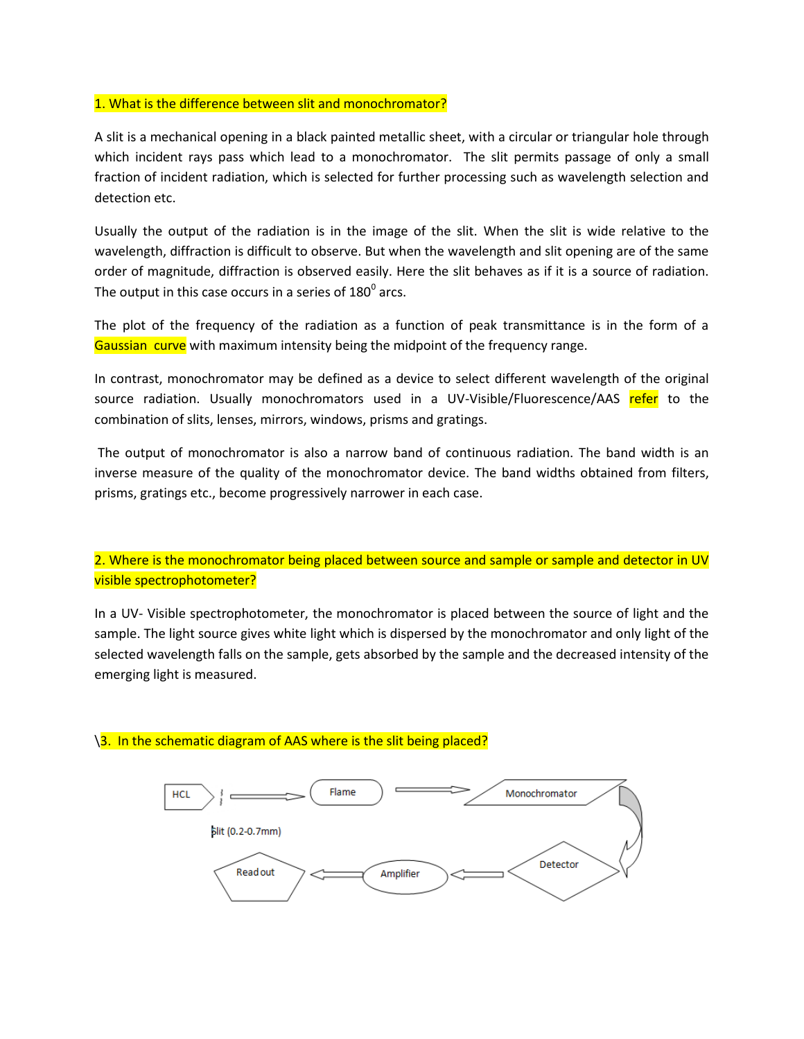1. What is the difference between slit and monochromator?

A slit is a mechanical opening in a black painted metallic sheet, with a circular or triangular hole through which incident rays pass which lead to a monochromator. The slit permits passage of only a small fraction of incident radiation, which is selected for further processing such as wavelength selection and detection etc.

Usually the output of the radiation is in the image of the slit. When the slit is wide relative to the wavelength, diffraction is difficult to observe. But when the wavelength and slit opening are of the same order of magnitude, diffraction is observed easily. Here the slit behaves as if it is a source of radiation. The output in this case occurs in a series of $180^0$ arcs.

The plot of the frequency of the radiation as a function of peak transmittance is in the form of a Gaussian curve with maximum intensity being the midpoint of the frequency range.

In contrast, monochromator may be defined as a device to select different wavelength of the original source radiation. Usually monochromators used in a UV-Visible/Fluorescence/AAS refer to the combination of slits, lenses, mirrors, windows, prisms and gratings.

The output of monochromator is also a narrow band of continuous radiation. The band width is an inverse measure of the quality of the monochromator device. The band widths obtained from filters, prisms, gratings etc., become progressively narrower in each case.

2. Where is the monochromator being placed between source and sample or sample and detector in UV visible spectrophotometer?

In a UV- Visible spectrophotometer, the monochromator is placed between the source of light and the sample. The light source gives white light which is dispersed by the monochromator and only light of the selected wavelength falls on the sample, gets absorbed by the sample and the decreased intensity of the emerging light is measured.

\3. In the schematic diagram of AAS where is the slit being placed?

HCL → Slit (0.2-0.7mm) → Flame → Monochromator → Detector → Amplifier → Read out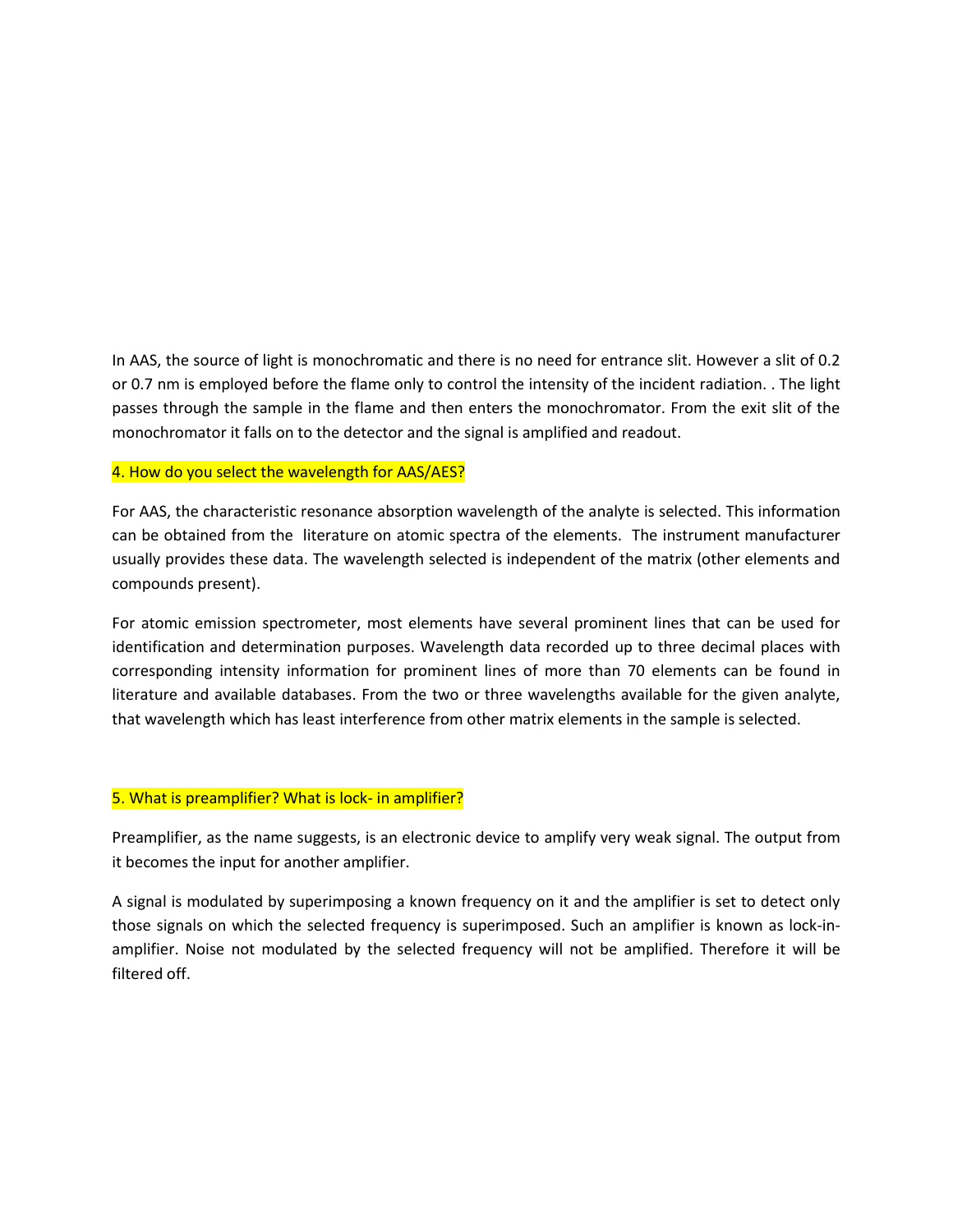In AAS, the source of light is monochromatic and there is no need for entrance slit. However a slit of 0.2 or 0.7 nm is employed before the flame only to control the intensity of the incident radiation. . The light passes through the sample in the flame and then enters the monochromator. From the exit slit of the monochromator it falls on to the detector and the signal is amplified and readout.

### 4. How do you select the wavelength for AAS/AES?

For AAS, the characteristic resonance absorption wavelength of the analyte is selected. This information can be obtained from the literature on atomic spectra of the elements. The instrument manufacturer usually provides these data. The wavelength selected is independent of the matrix (other elements and compounds present).

For atomic emission spectrometer, most elements have several prominent lines that can be used for identification and determination purposes. Wavelength data recorded up to three decimal places with corresponding intensity information for prominent lines of more than 70 elements can be found in literature and available databases. From the two or three wavelengths available for the given analyte, that wavelength which has least interference from other matrix elements in the sample is selected.

### 5. What is preamplifier? What is lock- in amplifier?

Preamplifier, as the name suggests, is an electronic device to amplify very weak signal. The output from it becomes the input for another amplifier.

A signal is modulated by superimposing a known frequency on it and the amplifier is set to detect only those signals on which the selected frequency is superimposed. Such an amplifier is known as lock-in-amplifier. Noise not modulated by the selected frequency will not be amplified. Therefore it will be filtered off.